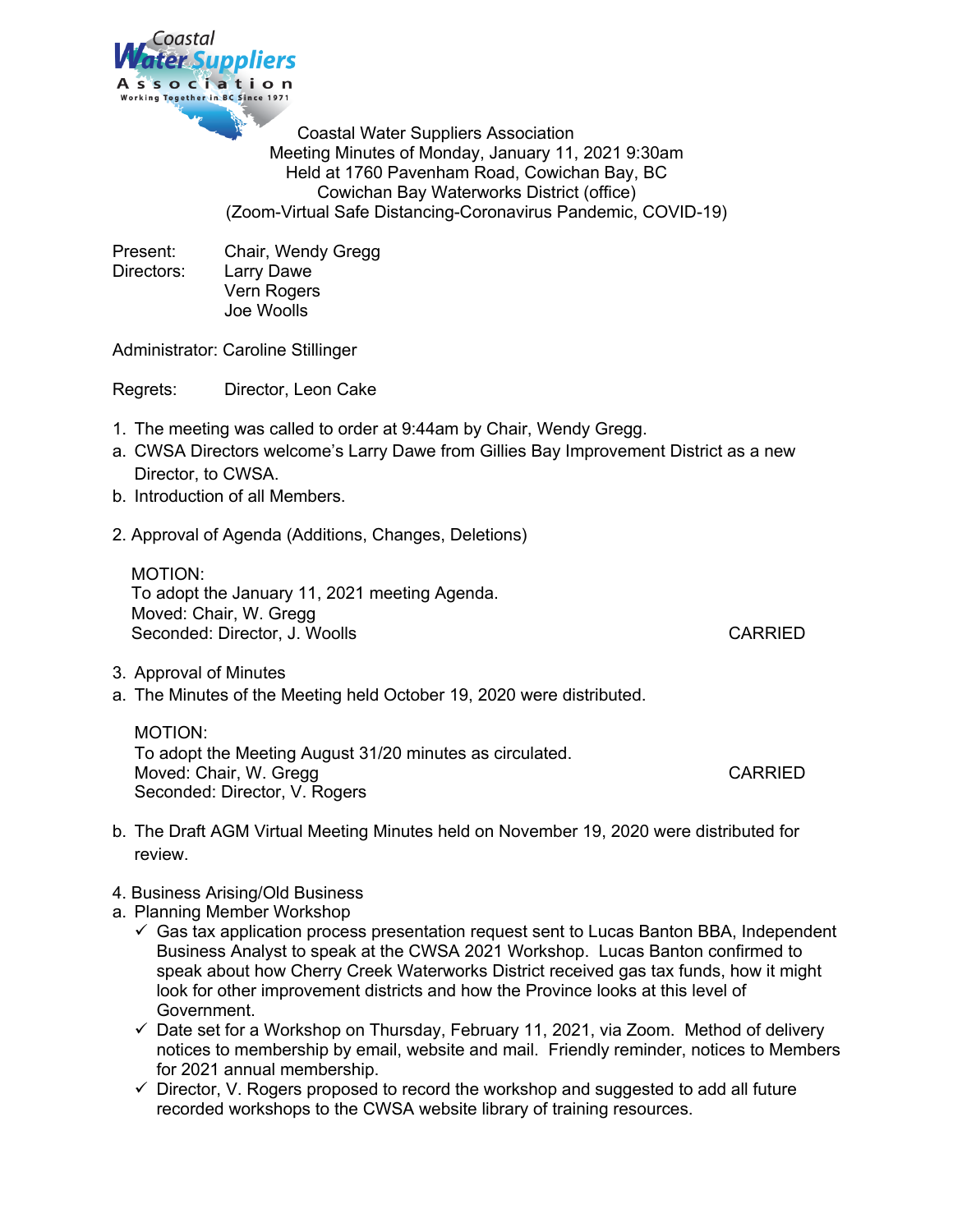Coastal Water Suppliers Association
Meeting Minutes of Monday, January 11, 2021 9:30am
Held at 1760 Pavenham Road, Cowichan Bay, BC
Cowichan Bay Waterworks District (office)
(Zoom-Virtual Safe Distancing-Coronavirus Pandemic, COVID-19)

Present: Chair, Wendy Gregg
Directors: Larry Dawe
Vern Rogers
Joe Woolls

Administrator: Caroline Stillinger

Regrets: Director, Leon Cake

1. The meeting was called to order at 9:44am by Chair, Wendy Gregg.
   a. CWSA Directors welcome's Larry Dawe from Gillies Bay Improvement District as a new Director, to CWSA.
   b. Introduction of all Members.

2. Approval of Agenda (Additions, Changes, Deletions)

   MOTION:
   To adopt the January 11, 2021 meeting Agenda.
   Moved: Chair, W. Gregg
   Seconded: Director, J. Woolls — CARRIED

3. Approval of Minutes
   a. The Minutes of the Meeting held October 19, 2020 were distributed.

   MOTION:
   To adopt the Meeting August 31/20 minutes as circulated.
   Moved: Chair, W. Gregg — CARRIED
   Seconded: Director, V. Rogers

   b. The Draft AGM Virtual Meeting Minutes held on November 19, 2020 were distributed for review.

4. Business Arising/Old Business
   a. Planning Member Workshop
      - ✓ Gas tax application process presentation request sent to Lucas Banton BBA, Independent Business Analyst to speak at the CWSA 2021 Workshop. Lucas Banton confirmed to speak about how Cherry Creek Waterworks District received gas tax funds, how it might look for other improvement districts and how the Province looks at this level of Government.
      - ✓ Date set for a Workshop on Thursday, February 11, 2021, via Zoom. Method of delivery notices to membership by email, website and mail. Friendly reminder, notices to Members for 2021 annual membership.
      - ✓ Director, V. Rogers proposed to record the workshop and suggested to add all future recorded workshops to the CWSA website library of training resources.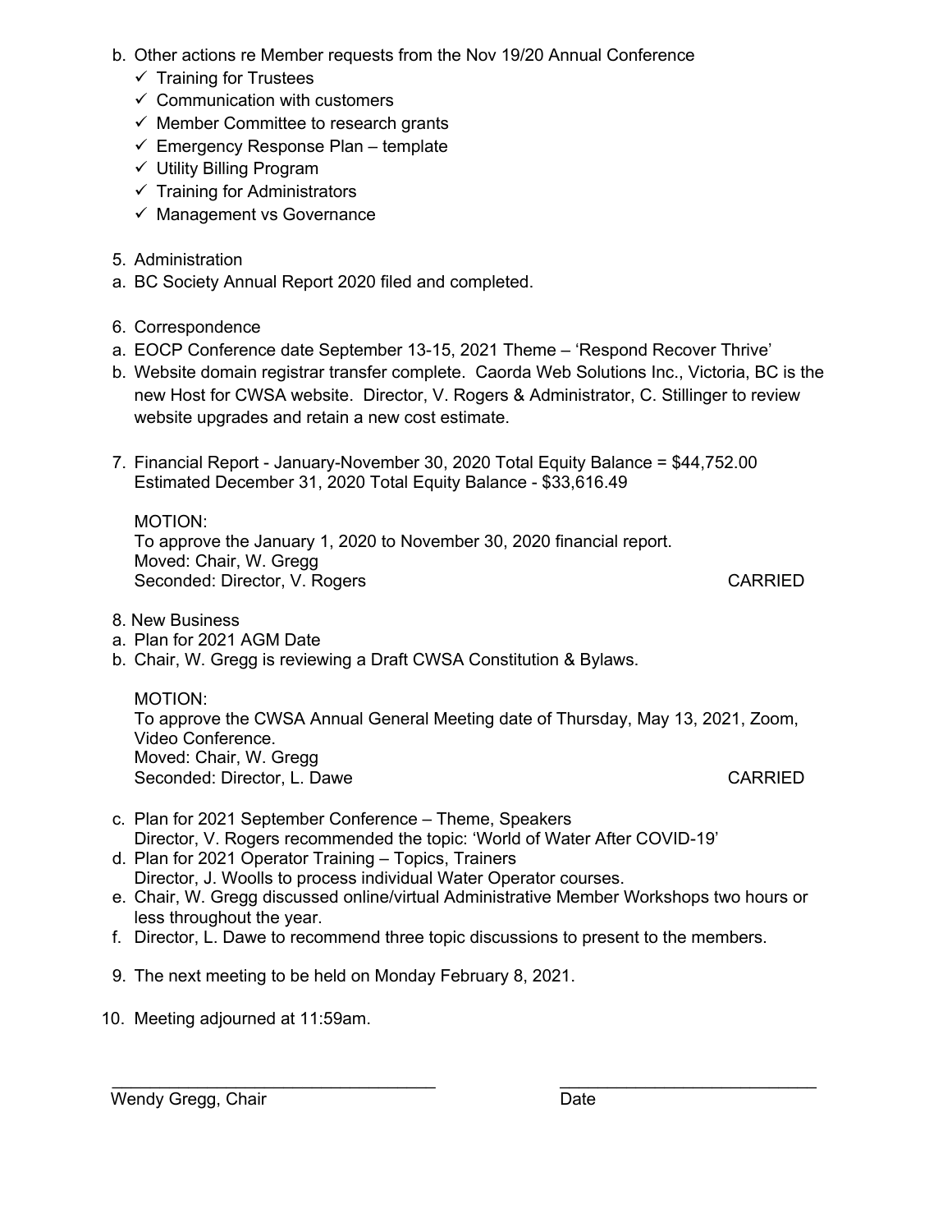b. Other actions re Member requests from the Nov 19/20 Annual Conference
   - ✓ Training for Trustees
   - ✓ Communication with customers
   - ✓ Member Committee to research grants
   - ✓ Emergency Response Plan – template
   - ✓ Utility Billing Program
   - ✓ Training for Administrators
   - ✓ Management vs Governance

5. Administration

a. BC Society Annual Report 2020 filed and completed.

6. Correspondence

a. EOCP Conference date September 13-15, 2021 Theme – 'Respond Recover Thrive'

b. Website domain registrar transfer complete. Caorda Web Solutions Inc., Victoria, BC is the new Host for CWSA website. Director, V. Rogers & Administrator, C. Stillinger to review website upgrades and retain a new cost estimate.

7. Financial Report - January-November 30, 2020 Total Equity Balance = $44,752.00
   Estimated December 31, 2020 Total Equity Balance - $33,616.49

   MOTION:
   To approve the January 1, 2020 to November 30, 2020 financial report.
   Moved: Chair, W. Gregg
   Seconded: Director, V. Rogers — CARRIED

8. New Business

a. Plan for 2021 AGM Date

b. Chair, W. Gregg is reviewing a Draft CWSA Constitution & Bylaws.

   MOTION:
   To approve the CWSA Annual General Meeting date of Thursday, May 13, 2021, Zoom, Video Conference.
   Moved: Chair, W. Gregg
   Seconded: Director, L. Dawe — CARRIED

c. Plan for 2021 September Conference – Theme, Speakers
   Director, V. Rogers recommended the topic: 'World of Water After COVID-19'

d. Plan for 2021 Operator Training – Topics, Trainers
   Director, J. Woolls to process individual Water Operator courses.

e. Chair, W. Gregg discussed online/virtual Administrative Member Workshops two hours or less throughout the year.

f. Director, L. Dawe to recommend three topic discussions to present to the members.

9. The next meeting to be held on Monday February 8, 2021.

10. Meeting adjourned at 11:59am.

\_\_\_\_\_\_\_\_\_\_\_\_\_\_\_\_\_\_\_\_\_\_\_\_\_\_\_\_\_\_\_\_\_\_ \_\_\_\_\_\_\_\_\_\_\_\_\_\_\_\_\_\_\_\_\_\_\_\_\_\_\_\_

Wendy Gregg, Chair — Date